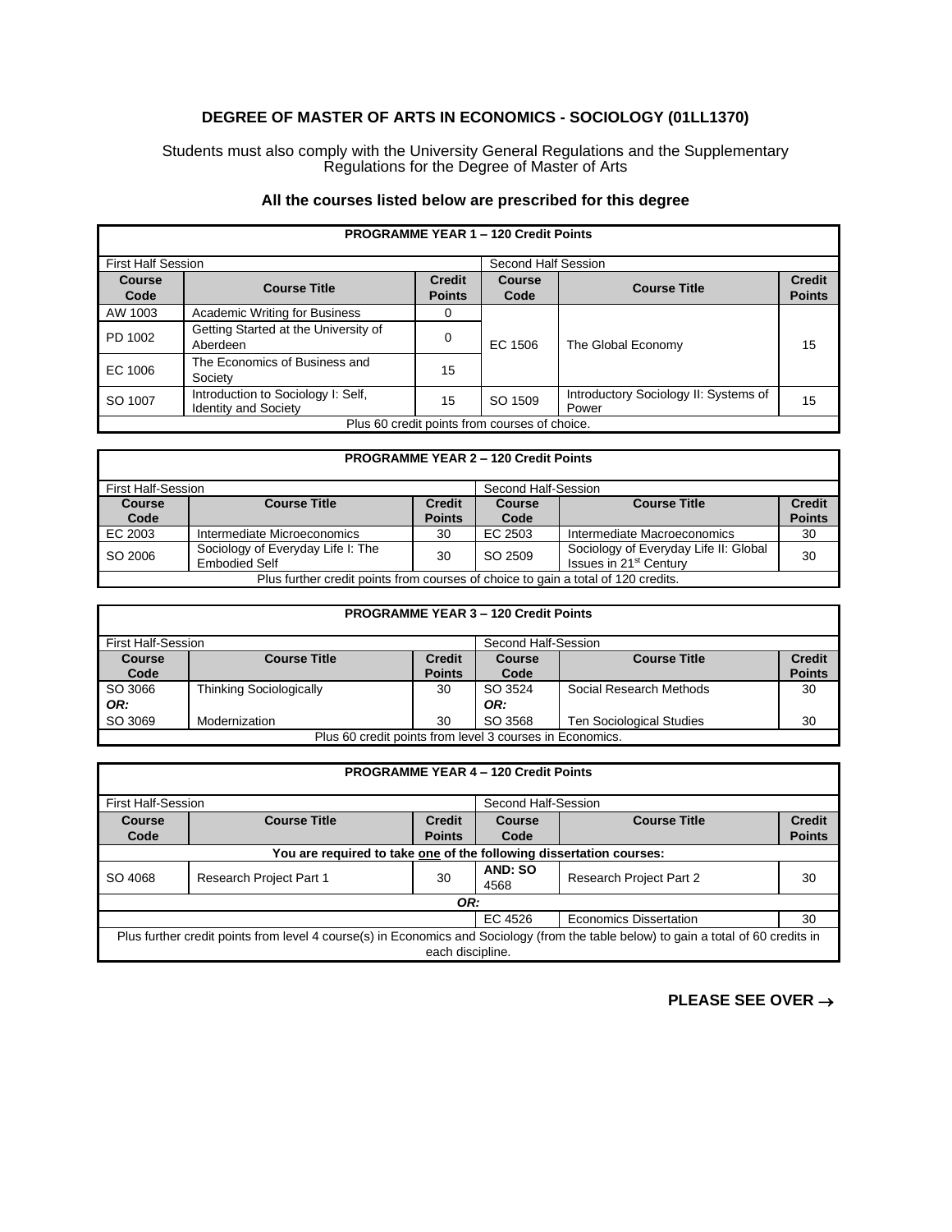# DEGREE OF MASTER OF ARTS IN ECONOMICS - SOCIOLOGY (01LL1370)

Students must also comply with the University General Regulations and the Supplementary Regulations for the Degree of Master of Arts

### All the courses listed below are prescribed for this degree

| **PROGRAMME YEAR 1 – 120 Credit Points** | | | | | |
|---|---|---|---|---|---|
| First Half Session | | | Second Half Session | | |
| **Course Code** | **Course Title** | **Credit Points** | **Course Code** | **Course Title** | **Credit Points** |
| AW 1003 | Academic Writing for Business | 0 | EC 1506 | The Global Economy | 15 |
| PD 1002 | Getting Started at the University of Aberdeen | 0 | | | |
| EC 1006 | The Economics of Business and Society | 15 | | | |
| SO 1007 | Introduction to Sociology I: Self, Identity and Society | 15 | SO 1509 | Introductory Sociology II: Systems of Power | 15 |
| Plus 60 credit points from courses of choice. | | | | | |

| **PROGRAMME YEAR 2 – 120 Credit Points** | | | | | |
|---|---|---|---|---|---|
| First Half-Session | | | Second Half-Session | | |
| **Course Code** | **Course Title** | **Credit Points** | **Course Code** | **Course Title** | **Credit Points** |
| EC 2003 | Intermediate Microeconomics | 30 | EC 2503 | Intermediate Macroeconomics | 30 |
| SO 2006 | Sociology of Everyday Life I: The Embodied Self | 30 | SO 2509 | Sociology of Everyday Life II: Global Issues in 21st Century | 30 |
| Plus further credit points from courses of choice to gain a total of 120 credits. | | | | | |

| **PROGRAMME YEAR 3 – 120 Credit Points** | | | | | |
|---|---|---|---|---|---|
| First Half-Session | | | Second Half-Session | | |
| **Course Code** | **Course Title** | **Credit Points** | **Course Code** | **Course Title** | **Credit Points** |
| SO 3066 | Thinking Sociologically | 30 | SO 3524 | Social Research Methods | 30 |
| ***OR:*** | | | ***OR:*** | | |
| SO 3069 | Modernization | 30 | SO 3568 | Ten Sociological Studies | 30 |
| Plus 60 credit points from level 3 courses in Economics. | | | | | |

| **PROGRAMME YEAR 4 – 120 Credit Points** | | | | | |
|---|---|---|---|---|---|
| First Half-Session | | | Second Half-Session | | |
| **Course Code** | **Course Title** | **Credit Points** | **Course Code** | **Course Title** | **Credit Points** |
| **You are required to take one of the following dissertation courses:** | | | | | |
| SO 4068 | Research Project Part 1 | 30 | **AND: SO 4568** | Research Project Part 2 | 30 |
| ***OR:*** | | | | | |
| | | | EC 4526 | Economics Dissertation | 30 |
| Plus further credit points from level 4 course(s) in Economics and Sociology (from the table below) to gain a total of 60 credits in each discipline. | | | | | |

**PLEASE SEE OVER →**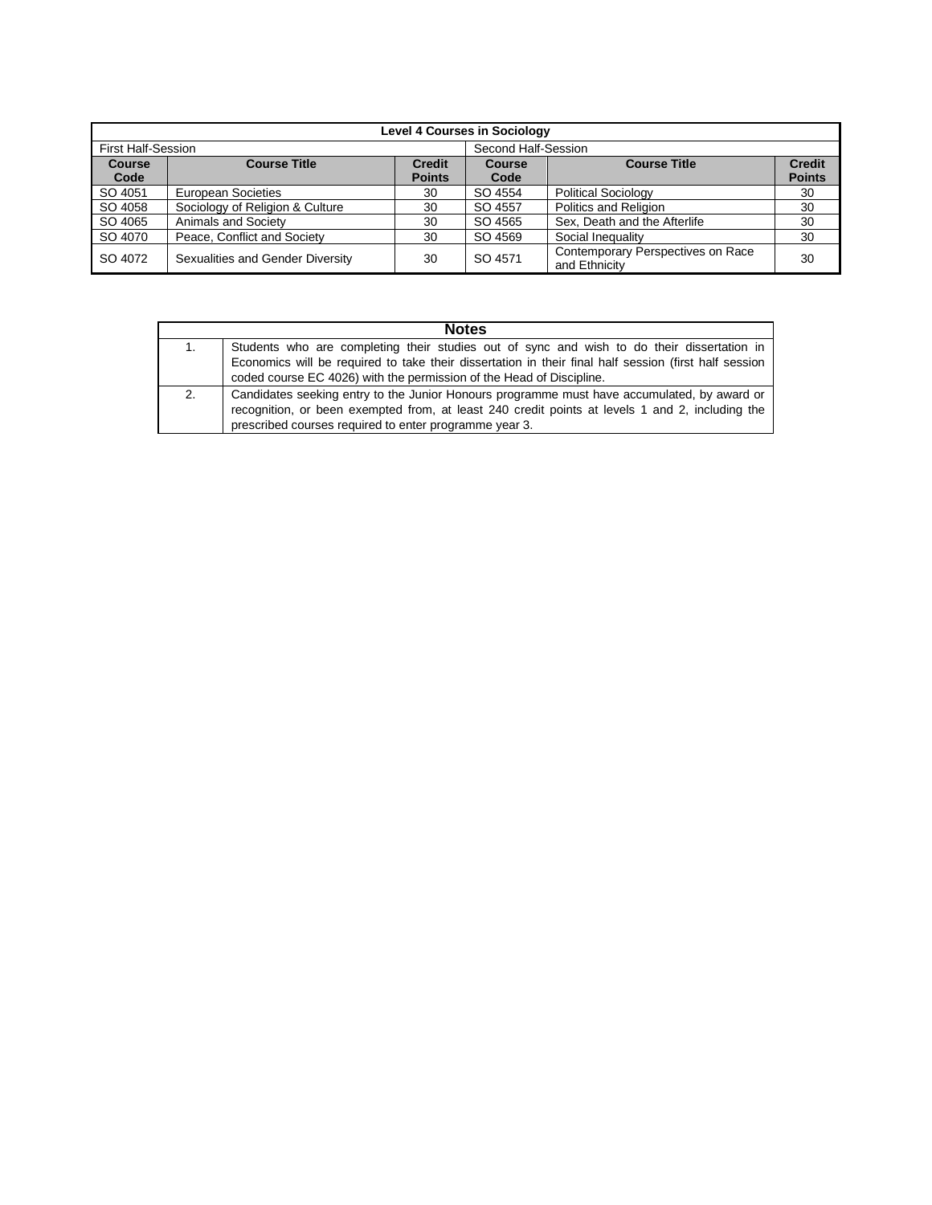| Level 4 Courses in Sociology | | | | | |
|---|---|---|---|---|---|
| First Half-Session | | | Second Half-Session | | |
| **Course Code** | **Course Title** | **Credit Points** | **Course Code** | **Course Title** | **Credit Points** |
| SO 4051 | European Societies | 30 | SO 4554 | Political Sociology | 30 |
| SO 4058 | Sociology of Religion & Culture | 30 | SO 4557 | Politics and Religion | 30 |
| SO 4065 | Animals and Society | 30 | SO 4565 | Sex, Death and the Afterlife | 30 |
| SO 4070 | Peace, Conflict and Society | 30 | SO 4569 | Social Inequality | 30 |
| SO 4072 | Sexualities and Gender Diversity | 30 | SO 4571 | Contemporary Perspectives on Race and Ethnicity | 30 |

| Notes | |
|---|---|
| 1. | Students who are completing their studies out of sync and wish to do their dissertation in Economics will be required to take their dissertation in their final half session (first half session coded course EC 4026) with the permission of the Head of Discipline. |
| 2. | Candidates seeking entry to the Junior Honours programme must have accumulated, by award or recognition, or been exempted from, at least 240 credit points at levels 1 and 2, including the prescribed courses required to enter programme year 3. |